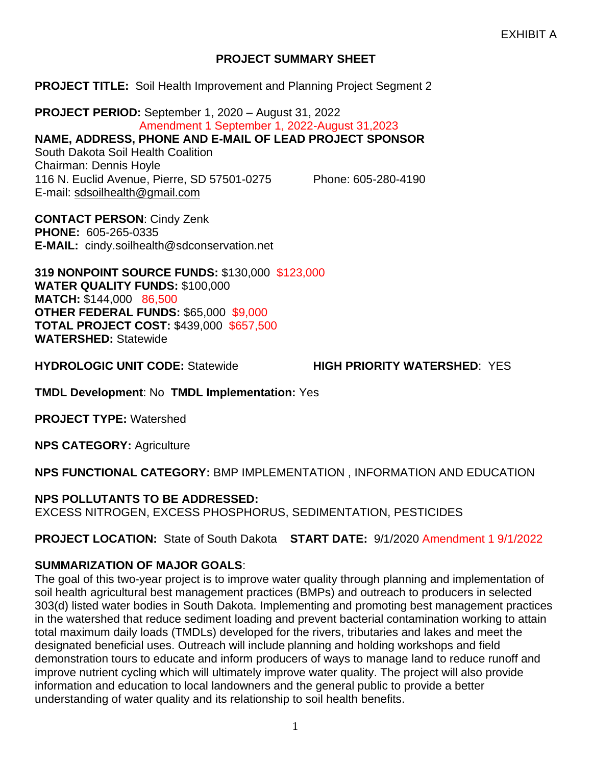EXHIBIT A

## PROJECT SUMMARY SHEET

**PROJECT TITLE:** Soil Health Improvement and Planning Project Segment 2

**PROJECT PERIOD:** September 1, 2020 – August 31, 2022
Amendment 1 September 1, 2022-August 31,2023

**NAME, ADDRESS, PHONE AND E-MAIL OF LEAD PROJECT SPONSOR**
South Dakota Soil Health Coalition
Chairman: Dennis Hoyle
116 N. Euclid Avenue, Pierre, SD 57501-0275 Phone: 605-280-4190
E-mail: sdsoilhealth@gmail.com

**CONTACT PERSON**: Cindy Zenk
**PHONE:** 605-265-0335
**E-MAIL:** cindy.soilhealth@sdconservation.net

**319 NONPOINT SOURCE FUNDS:** $130,000 $123,000
**WATER QUALITY FUNDS:** $100,000
**MATCH:** $144,000 86,500
**OTHER FEDERAL FUNDS:** $65,000 $9,000
**TOTAL PROJECT COST:** $439,000 $657,500
**WATERSHED:** Statewide

**HYDROLOGIC UNIT CODE:** Statewide **HIGH PRIORITY WATERSHED**: YES

**TMDL Development**: No **TMDL Implementation:** Yes

**PROJECT TYPE:** Watershed

**NPS CATEGORY:** Agriculture

**NPS FUNCTIONAL CATEGORY:** BMP IMPLEMENTATION , INFORMATION AND EDUCATION

**NPS POLLUTANTS TO BE ADDRESSED:**
EXCESS NITROGEN, EXCESS PHOSPHORUS, SEDIMENTATION, PESTICIDES

**PROJECT LOCATION:** State of South Dakota **START DATE:** 9/1/2020 Amendment 1 9/1/2022

**SUMMARIZATION OF MAJOR GOALS**:
The goal of this two-year project is to improve water quality through planning and implementation of soil health agricultural best management practices (BMPs) and outreach to producers in selected 303(d) listed water bodies in South Dakota. Implementing and promoting best management practices in the watershed that reduce sediment loading and prevent bacterial contamination working to attain total maximum daily loads (TMDLs) developed for the rivers, tributaries and lakes and meet the designated beneficial uses. Outreach will include planning and holding workshops and field demonstration tours to educate and inform producers of ways to manage land to reduce runoff and improve nutrient cycling which will ultimately improve water quality. The project will also provide information and education to local landowners and the general public to provide a better understanding of water quality and its relationship to soil health benefits.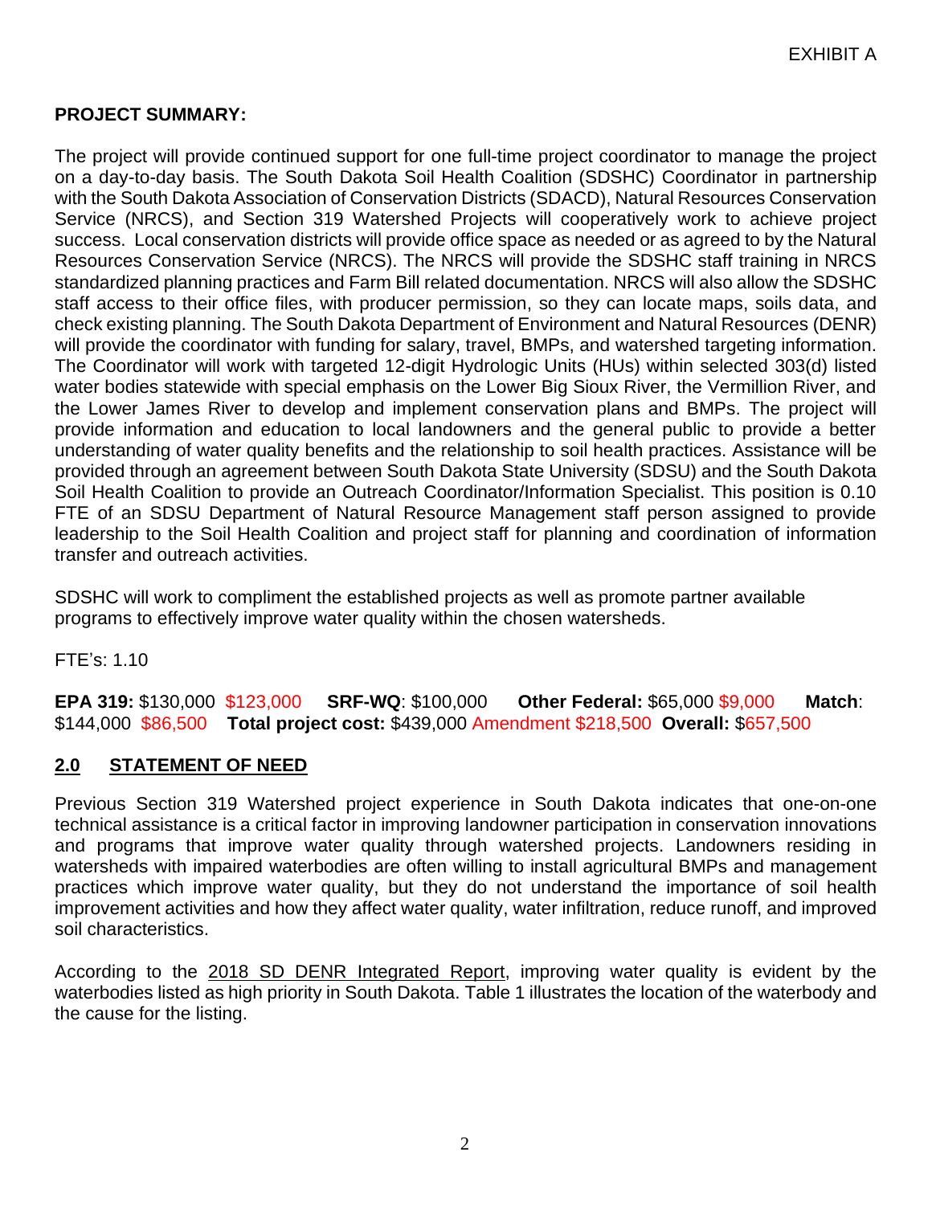EXHIBIT A

**PROJECT SUMMARY:**

The project will provide continued support for one full-time project coordinator to manage the project on a day-to-day basis. The South Dakota Soil Health Coalition (SDSHC) Coordinator in partnership with the South Dakota Association of Conservation Districts (SDACD), Natural Resources Conservation Service (NRCS), and Section 319 Watershed Projects will cooperatively work to achieve project success. Local conservation districts will provide office space as needed or as agreed to by the Natural Resources Conservation Service (NRCS). The NRCS will provide the SDSHC staff training in NRCS standardized planning practices and Farm Bill related documentation. NRCS will also allow the SDSHC staff access to their office files, with producer permission, so they can locate maps, soils data, and check existing planning. The South Dakota Department of Environment and Natural Resources (DENR) will provide the coordinator with funding for salary, travel, BMPs, and watershed targeting information. The Coordinator will work with targeted 12-digit Hydrologic Units (HUs) within selected 303(d) listed water bodies statewide with special emphasis on the Lower Big Sioux River, the Vermillion River, and the Lower James River to develop and implement conservation plans and BMPs. The project will provide information and education to local landowners and the general public to provide a better understanding of water quality benefits and the relationship to soil health practices. Assistance will be provided through an agreement between South Dakota State University (SDSU) and the South Dakota Soil Health Coalition to provide an Outreach Coordinator/Information Specialist. This position is 0.10 FTE of an SDSU Department of Natural Resource Management staff person assigned to provide leadership to the Soil Health Coalition and project staff for planning and coordination of information transfer and outreach activities.

SDSHC will work to compliment the established projects as well as promote partner available programs to effectively improve water quality within the chosen watersheds.

FTE's: 1.10

**EPA 319:** $130,000 $123,000 **SRF-WQ**: $100,000 **Other Federal:** $65,000 $9,000 **Match**: $144,000 $86,500 **Total project cost:** $439,000 Amendment $218,500 **Overall:** $657,500

## 2.0 STATEMENT OF NEED

Previous Section 319 Watershed project experience in South Dakota indicates that one-on-one technical assistance is a critical factor in improving landowner participation in conservation innovations and programs that improve water quality through watershed projects. Landowners residing in watersheds with impaired waterbodies are often willing to install agricultural BMPs and management practices which improve water quality, but they do not understand the importance of soil health improvement activities and how they affect water quality, water infiltration, reduce runoff, and improved soil characteristics.

According to the 2018 SD DENR Integrated Report, improving water quality is evident by the waterbodies listed as high priority in South Dakota. Table 1 illustrates the location of the waterbody and the cause for the listing.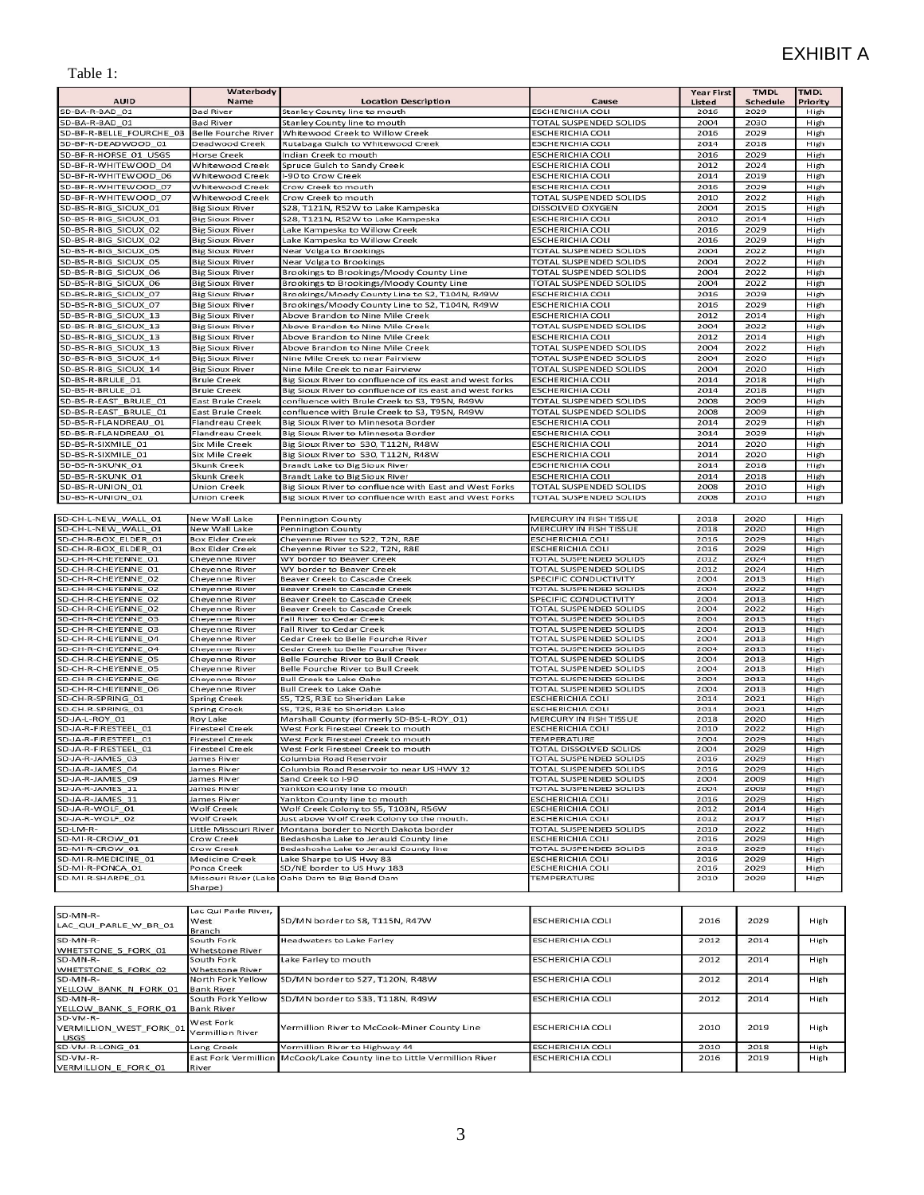EXHIBIT A

Table 1:

| AUID | Waterbody Name | Location Description | Cause | Year First Listed | TMDL Schedule | TMDL Priority |
|---|---|---|---|---|---|---|
| SD-BA-R-BAD_01 | Bad River | Stanley County line to mouth | ESCHERICHIA COLI | 2016 | 2029 | High |
| SD-BA-R-BAD_01 | Bad River | Stanley County line to mouth | TOTAL SUSPENDED SOLIDS | 2004 | 2030 | High |
| SD-BF-R-BELLE_FOURCHE_03 | Belle Fourche River | Whitewood Creek to Willow Creek | ESCHERICHIA COLI | 2016 | 2029 | High |
| SD-BF-R-DEADWOOD_01 | Deadwood Creek | Rutabaga Gulch to Whitewood Creek | ESCHERICHIA COLI | 2014 | 2018 | High |
| SD-BF-R-HORSE_01_USGS | Horse Creek | Indian Creek to mouth | ESCHERICHIA COLI | 2016 | 2029 | High |
| SD-BF-R-WHITEWOOD_04 | Whitewood Creek | Spruce Gulch to Sandy Creek | ESCHERICHIA COLI | 2012 | 2024 | High |
| SD-BF-R-WHITEWOOD_06 | Whitewood Creek | I-90 to Crow Creek | ESCHERICHIA COLI | 2014 | 2019 | High |
| SD-BF-R-WHITEWOOD_07 | Whitewood Creek | Crow Creek to mouth | ESCHERICHIA COLI | 2016 | 2029 | High |
| SD-BF-R-WHITEWOOD_07 | Whitewood Creek | Crow Creek to mouth | TOTAL SUSPENDED SOLIDS | 2010 | 2022 | High |
| SD-BS-R-BIG_SIOUX_01 | Big Sioux River | S28, T121N, R52W to Lake Kampeska | DISSOLVED OXYGEN | 2004 | 2015 | High |
| SD-BS-R-BIG_SIOUX_01 | Big Sioux River | S28, T121N, R52W to Lake Kampeska | ESCHERICHIA COLI | 2010 | 2014 | High |
| SD-BS-R-BIG_SIOUX_02 | Big Sioux River | Lake Kampeska to Willow Creek | ESCHERICHIA COLI | 2016 | 2029 | High |
| SD-BS-R-BIG_SIOUX_02 | Big Sioux River | Lake Kampeska to Willow Creek | ESCHERICHIA COLI | 2016 | 2029 | High |
| SD-BS-R-BIG_SIOUX_05 | Big Sioux River | Near Volga to Brookings | TOTAL SUSPENDED SOLIDS | 2004 | 2022 | High |
| SD-BS-R-BIG_SIOUX_05 | Big Sioux River | Near Volga to Brookings | TOTAL SUSPENDED SOLIDS | 2004 | 2022 | High |
| SD-BS-R-BIG_SIOUX_06 | Big Sioux River | Brookings to Brookings/Moody County Line | TOTAL SUSPENDED SOLIDS | 2004 | 2022 | High |
| SD-BS-R-BIG_SIOUX_06 | Big Sioux River | Brookings to Brookings/Moody County Line | TOTAL SUSPENDED SOLIDS | 2004 | 2022 | High |
| SD-BS-R-BIG_SIOUX_07 | Big Sioux River | Brookings/Moody County Line to S2, T104N, R49W | ESCHERICHIA COLI | 2016 | 2029 | High |
| SD-BS-R-BIG_SIOUX_07 | Big Sioux River | Brookings/Moody County Line to S2, T104N, R49W | ESCHERICHIA COLI | 2016 | 2029 | High |
| SD-BS-R-BIG_SIOUX_13 | Big Sioux River | Above Brandon to Nine Mile Creek | ESCHERICHIA COLI | 2012 | 2014 | High |
| SD-BS-R-BIG_SIOUX_13 | Big Sioux River | Above Brandon to Nine Mile Creek | TOTAL SUSPENDED SOLIDS | 2004 | 2022 | High |
| SD-BS-R-BIG_SIOUX_13 | Big Sioux River | Above Brandon to Nine Mile Creek | ESCHERICHIA COLI | 2012 | 2014 | High |
| SD-BS-R-BIG_SIOUX_13 | Big Sioux River | Above Brandon to Nine Mile Creek | TOTAL SUSPENDED SOLIDS | 2004 | 2022 | High |
| SD-BS-R-BIG_SIOUX_14 | Big Sioux River | Nine Mile Creek to near Fairview | TOTAL SUSPENDED SOLIDS | 2004 | 2020 | High |
| SD-BS-R-BIG_SIOUX_14 | Big Sioux River | Nine Mile Creek to near Fairview | TOTAL SUSPENDED SOLIDS | 2004 | 2020 | High |
| SD-BS-R-BRULE_01 | Brule Creek | Big Sioux River to confluence of its east and west forks | ESCHERICHIA COLI | 2014 | 2018 | High |
| SD-BS-R-BRULE_01 | Brule Creek | Big Sioux River to confluence of its east and west forks | ESCHERICHIA COLI | 2014 | 2018 | High |
| SD-BS-R-EAST_BRULE_01 | East Brule Creek | confluence with Brule Creek to S3, T95N, R49W | TOTAL SUSPENDED SOLIDS | 2008 | 2009 | High |
| SD-BS-R-EAST_BRULE_01 | East Brule Creek | confluence with Brule Creek to S3, T95N, R49W | TOTAL SUSPENDED SOLIDS | 2008 | 2009 | High |
| SD-BS-R-FLANDREAU_01 | Flandreau Creek | Big Sioux River to Minnesota Border | ESCHERICHIA COLI | 2014 | 2029 | High |
| SD-BS-R-FLANDREAU_01 | Flandreau Creek | Big Sioux River to Minnesota Border | ESCHERICHIA COLI | 2014 | 2029 | High |
| SD-BS-R-SIXMILE_01 | Six Mile Creek | Big Sioux River to S30, T112N, R48W | ESCHERICHIA COLI | 2014 | 2020 | High |
| SD-BS-R-SIXMILE_01 | Six Mile Creek | Big Sioux River to S30, T112N, R48W | ESCHERICHIA COLI | 2014 | 2020 | High |
| SD-BS-R-SKUNK_01 | Skunk Creek | Brandt Lake to Big Sioux River | ESCHERICHIA COLI | 2014 | 2018 | High |
| SD-BS-R-SKUNK_01 | Skunk Creek | Brandt Lake to Big Sioux River | ESCHERICHIA COLI | 2014 | 2018 | High |
| SD-BS-R-UNION_01 | Union Creek | Big Sioux River to confluence with East and West Forks | TOTAL SUSPENDED SOLIDS | 2008 | 2010 | High |
| SD-BS-R-UNION_01 | Union Creek | Big Sioux River to confluence with East and West Forks | TOTAL SUSPENDED SOLIDS | 2008 | 2010 | High |
| SD-CH-L-NEW_WALL_01 | New Wall Lake | Pennington County | MERCURY IN FISH TISSUE | 2018 | 2020 | High |
| SD-CH-L-NEW_WALL_01 | New Wall Lake | Pennington County | MERCURY IN FISH TISSUE | 2018 | 2020 | High |
| SD-CH-R-BOX_ELDER_01 | Box Elder Creek | Cheyenne River to S22, T2N, R8E | ESCHERICHIA COLI | 2016 | 2029 | High |
| SD-CH-R-BOX_ELDER_01 | Box Elder Creek | Cheyenne River to S22, T2N, R8E | ESCHERICHIA COLI | 2016 | 2029 | High |
| SD-CH-R-CHEYENNE_01 | Cheyenne River | WY border to Beaver Creek | TOTAL SUSPENDED SOLIDS | 2012 | 2024 | High |
| SD-CH-R-CHEYENNE_01 | Cheyenne River | WY border to Beaver Creek | TOTAL SUSPENDED SOLIDS | 2012 | 2024 | High |
| SD-CH-R-CHEYENNE_02 | Cheyenne River | Beaver Creek to Cascade Creek | SPECIFIC CONDUCTIVITY | 2004 | 2013 | High |
| SD-CH-R-CHEYENNE_02 | Cheyenne River | Beaver Creek to Cascade Creek | TOTAL SUSPENDED SOLIDS | 2004 | 2022 | High |
| SD-CH-R-CHEYENNE_02 | Cheyenne River | Beaver Creek to Cascade Creek | SPECIFIC CONDUCTIVITY | 2004 | 2013 | High |
| SD-CH-R-CHEYENNE_02 | Cheyenne River | Beaver Creek to Cascade Creek | TOTAL SUSPENDED SOLIDS | 2004 | 2022 | High |
| SD-CH-R-CHEYENNE_03 | Cheyenne River | Fall River to Cedar Creek | TOTAL SUSPENDED SOLIDS | 2004 | 2013 | High |
| SD-CH-R-CHEYENNE_03 | Cheyenne River | Fall River to Cedar Creek | TOTAL SUSPENDED SOLIDS | 2004 | 2013 | High |
| SD-CH-R-CHEYENNE_04 | Cheyenne River | Cedar Creek to Belle Fourche River | TOTAL SUSPENDED SOLIDS | 2004 | 2013 | High |
| SD-CH-R-CHEYENNE_04 | Cheyenne River | Cedar Creek to Belle Fourche River | TOTAL SUSPENDED SOLIDS | 2004 | 2013 | High |
| SD-CH-R-CHEYENNE_05 | Cheyenne River | Belle Fourche River to Bull Creek | TOTAL SUSPENDED SOLIDS | 2004 | 2013 | High |
| SD-CH-R-CHEYENNE_05 | Cheyenne River | Belle Fourche River to Bull Creek | TOTAL SUSPENDED SOLIDS | 2004 | 2013 | High |
| SD-CH-R-CHEYENNE_06 | Cheyenne River | Bull Creek to Lake Oahe | TOTAL SUSPENDED SOLIDS | 2004 | 2013 | High |
| SD-CH-R-CHEYENNE_06 | Cheyenne River | Bull Creek to Lake Oahe | TOTAL SUSPENDED SOLIDS | 2004 | 2013 | High |
| SD-CH-R-SPRING_01 | Spring Creek | S5, T2S, R3E to Sheridan Lake | ESCHERICHIA COLI | 2014 | 2021 | High |
| SD-CH-R-SPRING_01 | Spring Creek | S5, T2S, R3E to Sheridan Lake | ESCHERICHIA COLI | 2014 | 2021 | High |
| SD-JA-L-ROY_01 | Roy Lake | Marshall County (formerly SD-BS-L-ROY_01) | MERCURY IN FISH TISSUE | 2018 | 2020 | High |
| SD-JA-R-FIRESTEEL_01 | Firesteel Creek | West Fork Firesteel Creek to mouth | ESCHERICHIA COLI | 2010 | 2022 | High |
| SD-JA-R-FIRESTEEL_01 | Firesteel Creek | West Fork Firesteel Creek to mouth | TEMPERATURE | 2004 | 2029 | High |
| SD-JA-R-FIRESTEEL_01 | Firesteel Creek | West Fork Firesteel Creek to mouth | TOTAL DISSOLVED SOLIDS | 2004 | 2029 | High |
| SD-JA-R-JAMES_03 | James River | Columbia Road Reservoir | TOTAL SUSPENDED SOLIDS | 2016 | 2029 | High |
| SD-JA-R-JAMES_04 | James River | Columbia Road Reservoir to near US HWY 12 | TOTAL SUSPENDED SOLIDS | 2016 | 2029 | High |
| SD-JA-R-JAMES_09 | James River | Sand Creek to I-90 | TOTAL SUSPENDED SOLIDS | 2004 | 2009 | High |
| SD-JA-R-JAMES_11 | James River | Yankton County line to mouth | TOTAL SUSPENDED SOLIDS | 2004 | 2009 | High |
| SD-JA-R-JAMES_11 | James River | Yankton County line to mouth | ESCHERICHIA COLI | 2016 | 2029 | High |
| SD-JA-R-WOLF_01 | Wolf Creek | Wolf Creek Colony to S5, T103N, R56W | ESCHERICHIA COLI | 2012 | 2014 | High |
| SD-JA-R-WOLF_02 | Wolf Creek | Just above Wolf Creek Colony to the mouth. | ESCHERICHIA COLI | 2012 | 2017 | High |
| SD-LM-R- | Little Missouri River | Montana border to North Dakota border | TOTAL SUSPENDED SOLIDS | 2010 | 2022 | High |
| SD-MI-R-CROW_01 | Crow Creek | Bedashosha Lake to Jerauld County line | ESCHERICHIA COLI | 2016 | 2029 | High |
| SD-MI-R-CROW_01 | Crow Creek | Bedashosha Lake to Jerauld County line | TOTAL SUSPENDED SOLIDS | 2016 | 2029 | High |
| SD-MI-R-MEDICINE_01 | Medicine Creek | Lake Sharpe to US Hwy 83 | ESCHERICHIA COLI | 2016 | 2029 | High |
| SD-MI-R-PONCA_01 | Ponca Creek | SD/NE border to US Hwy 183 | ESCHERICHIA COLI | 2016 | 2029 | High |
| SD-MI-R-SHARPE_01 | Missouri River (Lake Sharpe) | Oahe Dam to Big Bend Dam | TEMPERATURE | 2010 | 2029 | High |
| SD-MN-R-LAC_QUI_PARLE_W_BR_01 | Lac Qui Parle River, West Branch | SD/MN border to S8, T115N, R47W | ESCHERICHIA COLI | 2016 | 2029 | High |
| SD-MN-R-WHETSTONE_S_FORK_01 | South Fork Whetstone River | Headwaters to Lake Farley | ESCHERICHIA COLI | 2012 | 2014 | High |
| SD-MN-R-WHETSTONE_S_FORK_02 | South Fork Whetstone River | Lake Farley to mouth | ESCHERICHIA COLI | 2012 | 2014 | High |
| SD-MN-R-YELLOW_BANK_N_FORK_01 | North Fork Yellow Bank River | SD/MN border to S27, T120N, R48W | ESCHERICHIA COLI | 2012 | 2014 | High |
| SD-MN-R-YELLOW_BANK_S_FORK_01 | South Fork Yellow Bank River | SD/MN border to S33, T118N, R49W | ESCHERICHIA COLI | 2012 | 2014 | High |
| SD-VM-R-VERMILLION_WEST_FORK_01_USGS | West Fork Vermillion River | Vermillion River to McCook-Miner County Line | ESCHERICHIA COLI | 2010 | 2019 | High |
| SD-VM-R-LONG_01 | Long Creek | Vermillion River to Highway 44 | ESCHERICHIA COLI | 2010 | 2018 | High |
| SD-VM-R-VERMILLION_E_FORK_01 | East Fork Vermillion River | McCook/Lake County line to Little Vermillion River | ESCHERICHIA COLI | 2016 | 2019 | High |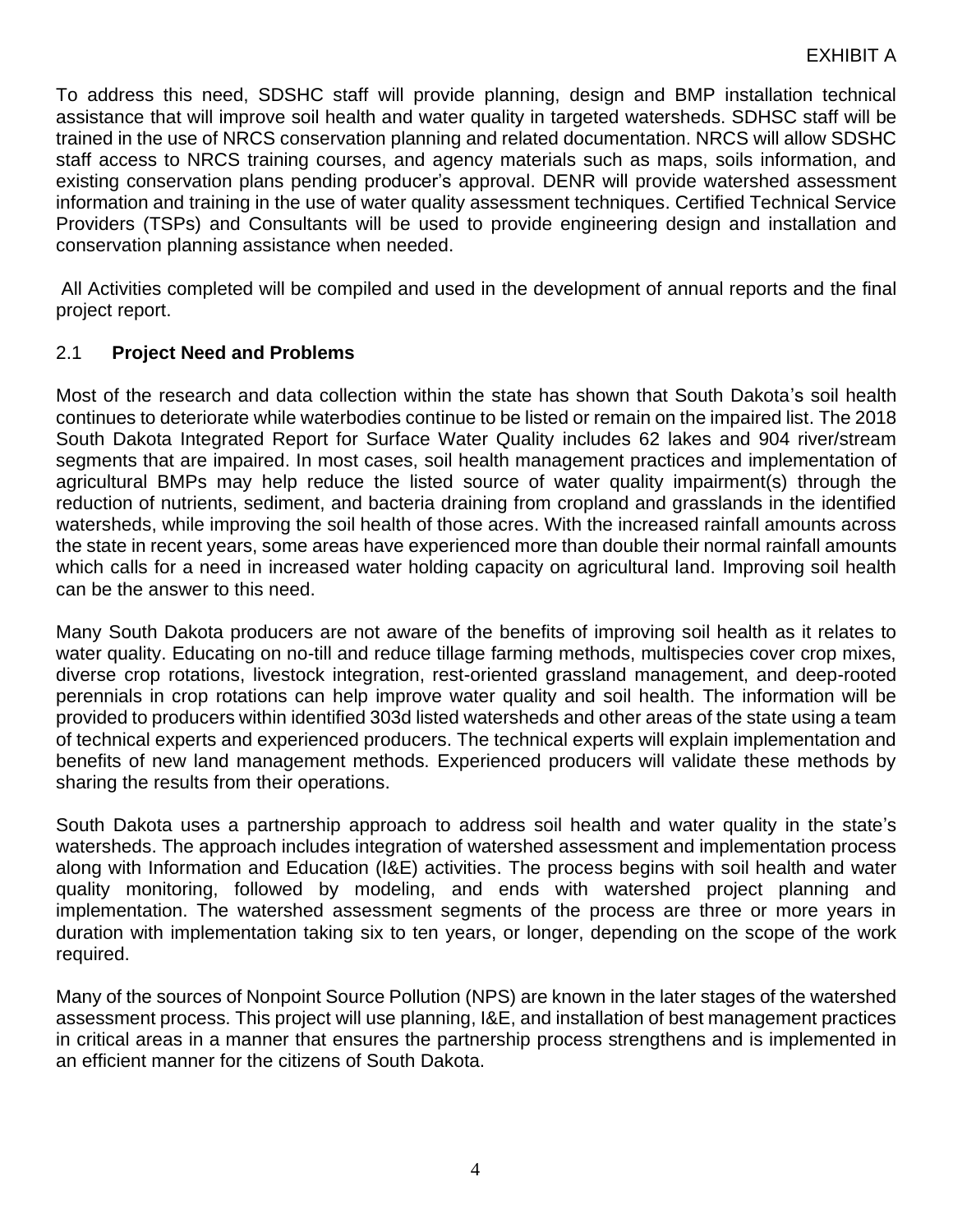To address this need, SDSHC staff will provide planning, design and BMP installation technical assistance that will improve soil health and water quality in targeted watersheds. SDHSC staff will be trained in the use of NRCS conservation planning and related documentation. NRCS will allow SDSHC staff access to NRCS training courses, and agency materials such as maps, soils information, and existing conservation plans pending producer's approval. DENR will provide watershed assessment information and training in the use of water quality assessment techniques. Certified Technical Service Providers (TSPs) and Consultants will be used to provide engineering design and installation and conservation planning assistance when needed.

All Activities completed will be compiled and used in the development of annual reports and the final project report.

## 2.1 **Project Need and Problems**

Most of the research and data collection within the state has shown that South Dakota's soil health continues to deteriorate while waterbodies continue to be listed or remain on the impaired list. The 2018 South Dakota Integrated Report for Surface Water Quality includes 62 lakes and 904 river/stream segments that are impaired. In most cases, soil health management practices and implementation of agricultural BMPs may help reduce the listed source of water quality impairment(s) through the reduction of nutrients, sediment, and bacteria draining from cropland and grasslands in the identified watersheds, while improving the soil health of those acres. With the increased rainfall amounts across the state in recent years, some areas have experienced more than double their normal rainfall amounts which calls for a need in increased water holding capacity on agricultural land. Improving soil health can be the answer to this need.

Many South Dakota producers are not aware of the benefits of improving soil health as it relates to water quality. Educating on no-till and reduce tillage farming methods, multispecies cover crop mixes, diverse crop rotations, livestock integration, rest-oriented grassland management, and deep-rooted perennials in crop rotations can help improve water quality and soil health. The information will be provided to producers within identified 303d listed watersheds and other areas of the state using a team of technical experts and experienced producers. The technical experts will explain implementation and benefits of new land management methods. Experienced producers will validate these methods by sharing the results from their operations.

South Dakota uses a partnership approach to address soil health and water quality in the state's watersheds. The approach includes integration of watershed assessment and implementation process along with Information and Education (I&E) activities. The process begins with soil health and water quality monitoring, followed by modeling, and ends with watershed project planning and implementation. The watershed assessment segments of the process are three or more years in duration with implementation taking six to ten years, or longer, depending on the scope of the work required.

Many of the sources of Nonpoint Source Pollution (NPS) are known in the later stages of the watershed assessment process. This project will use planning, I&E, and installation of best management practices in critical areas in a manner that ensures the partnership process strengthens and is implemented in an efficient manner for the citizens of South Dakota.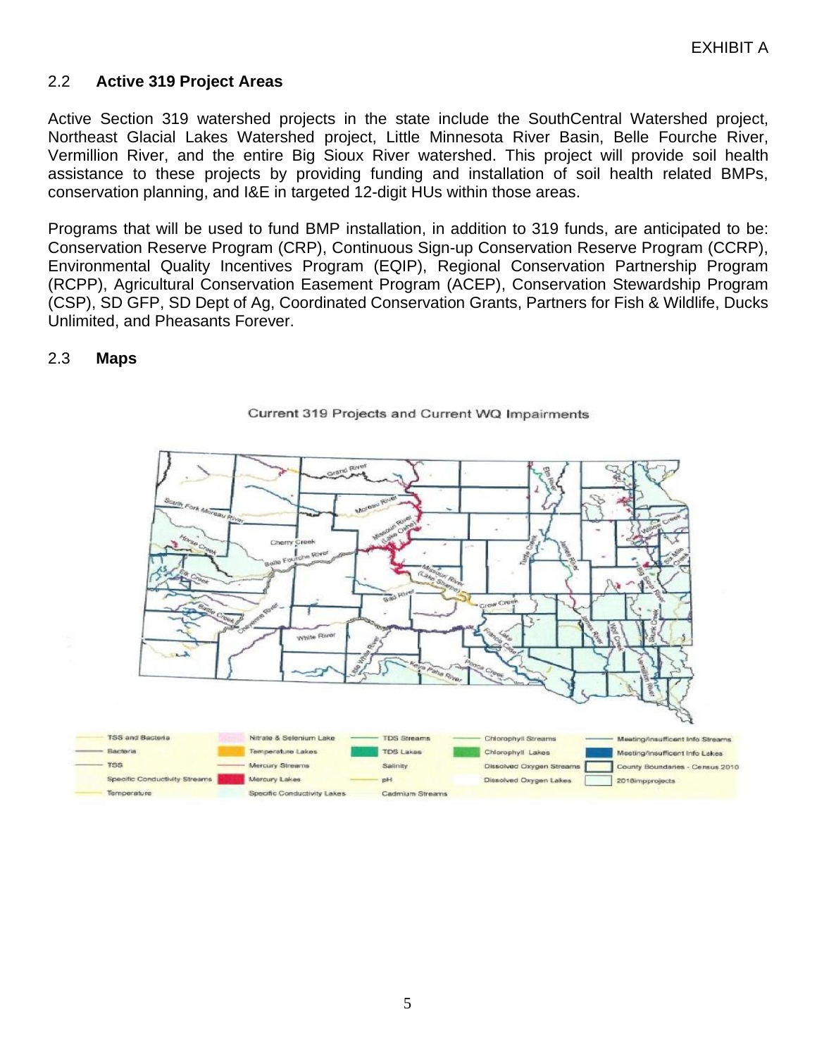EXHIBIT A

## 2.2 **Active 319 Project Areas**

Active Section 319 watershed projects in the state include the SouthCentral Watershed project, Northeast Glacial Lakes Watershed project, Little Minnesota River Basin, Belle Fourche River, Vermillion River, and the entire Big Sioux River watershed. This project will provide soil health assistance to these projects by providing funding and installation of soil health related BMPs, conservation planning, and I&E in targeted 12-digit HUs within those areas.

Programs that will be used to fund BMP installation, in addition to 319 funds, are anticipated to be: Conservation Reserve Program (CRP), Continuous Sign-up Conservation Reserve Program (CCRP), Environmental Quality Incentives Program (EQIP), Regional Conservation Partnership Program (RCPP), Agricultural Conservation Easement Program (ACEP), Conservation Stewardship Program (CSP), SD GFP, SD Dept of Ag, Coordinated Conservation Grants, Partners for Fish & Wildlife, Ducks Unlimited, and Pheasants Forever.

## 2.3 **Maps**

Current 319 Projects and Current WQ Impairments

| | | | | |
|---|---|---|---|---|
| TSS and Bacteria | Nitrate & Selenium Lake | TDS Streams | Chlorophyll Streams | Meeting/Insufficient Info Streams |
| Bacteria | Temperature Lakes | TDS Lakes | Chlorophyll Lakes | Meeting/Insufficient Info Lakes |
| TSS | Mercury Streams | Salinity | Dissolved Oxygen Streams | County Boundaries - Census 2010 |
| Specific Conductivity Streams | Mercury Lakes | pH | Dissolved Oxygen Lakes | 2018impprojects |
| Temperature | Specific Conductivity Lakes | Cadmium Streams | | |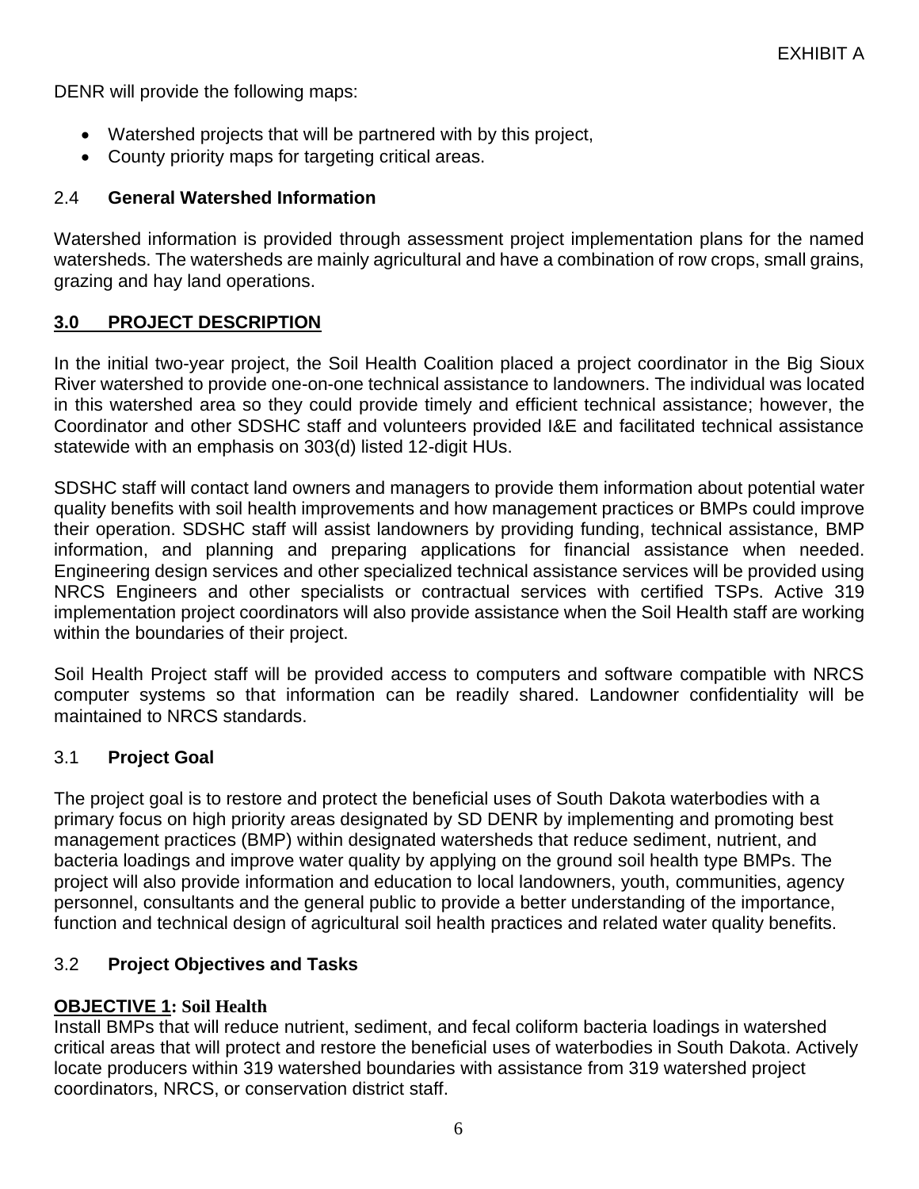DENR will provide the following maps:

- Watershed projects that will be partnered with by this project,
- County priority maps for targeting critical areas.

### 2.4 **General Watershed Information**

Watershed information is provided through assessment project implementation plans for the named watersheds. The watersheds are mainly agricultural and have a combination of row crops, small grains, grazing and hay land operations.

## **3.0 PROJECT DESCRIPTION**

In the initial two-year project, the Soil Health Coalition placed a project coordinator in the Big Sioux River watershed to provide one-on-one technical assistance to landowners. The individual was located in this watershed area so they could provide timely and efficient technical assistance; however, the Coordinator and other SDSHC staff and volunteers provided I&E and facilitated technical assistance statewide with an emphasis on 303(d) listed 12-digit HUs.

SDSHC staff will contact land owners and managers to provide them information about potential water quality benefits with soil health improvements and how management practices or BMPs could improve their operation. SDSHC staff will assist landowners by providing funding, technical assistance, BMP information, and planning and preparing applications for financial assistance when needed. Engineering design services and other specialized technical assistance services will be provided using NRCS Engineers and other specialists or contractual services with certified TSPs. Active 319 implementation project coordinators will also provide assistance when the Soil Health staff are working within the boundaries of their project.

Soil Health Project staff will be provided access to computers and software compatible with NRCS computer systems so that information can be readily shared. Landowner confidentiality will be maintained to NRCS standards.

### 3.1 **Project Goal**

The project goal is to restore and protect the beneficial uses of South Dakota waterbodies with a primary focus on high priority areas designated by SD DENR by implementing and promoting best management practices (BMP) within designated watersheds that reduce sediment, nutrient, and bacteria loadings and improve water quality by applying on the ground soil health type BMPs. The project will also provide information and education to local landowners, youth, communities, agency personnel, consultants and the general public to provide a better understanding of the importance, function and technical design of agricultural soil health practices and related water quality benefits.

### 3.2 **Project Objectives and Tasks**

**OBJECTIVE 1: Soil Health**

Install BMPs that will reduce nutrient, sediment, and fecal coliform bacteria loadings in watershed critical areas that will protect and restore the beneficial uses of waterbodies in South Dakota. Actively locate producers within 319 watershed boundaries with assistance from 319 watershed project coordinators, NRCS, or conservation district staff.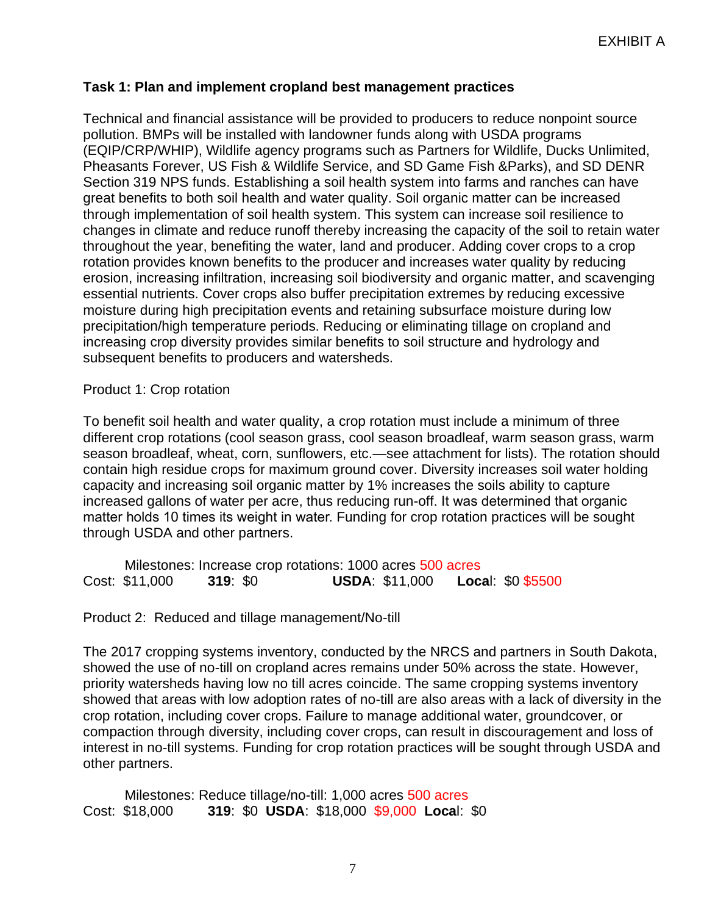EXHIBIT A

**Task 1: Plan and implement cropland best management practices**

Technical and financial assistance will be provided to producers to reduce nonpoint source pollution. BMPs will be installed with landowner funds along with USDA programs (EQIP/CRP/WHIP), Wildlife agency programs such as Partners for Wildlife, Ducks Unlimited, Pheasants Forever, US Fish & Wildlife Service, and SD Game Fish &Parks), and SD DENR Section 319 NPS funds. Establishing a soil health system into farms and ranches can have great benefits to both soil health and water quality. Soil organic matter can be increased through implementation of soil health system. This system can increase soil resilience to changes in climate and reduce runoff thereby increasing the capacity of the soil to retain water throughout the year, benefiting the water, land and producer. Adding cover crops to a crop rotation provides known benefits to the producer and increases water quality by reducing erosion, increasing infiltration, increasing soil biodiversity and organic matter, and scavenging essential nutrients. Cover crops also buffer precipitation extremes by reducing excessive moisture during high precipitation events and retaining subsurface moisture during low precipitation/high temperature periods. Reducing or eliminating tillage on cropland and increasing crop diversity provides similar benefits to soil structure and hydrology and subsequent benefits to producers and watersheds.

Product 1: Crop rotation

To benefit soil health and water quality, a crop rotation must include a minimum of three different crop rotations (cool season grass, cool season broadleaf, warm season grass, warm season broadleaf, wheat, corn, sunflowers, etc.—see attachment for lists). The rotation should contain high residue crops for maximum ground cover. Diversity increases soil water holding capacity and increasing soil organic matter by 1% increases the soils ability to capture increased gallons of water per acre, thus reducing run-off. It was determined that organic matter holds 10 times its weight in water. Funding for crop rotation practices will be sought through USDA and other partners.

Milestones: Increase crop rotations: 1000 acres 500 acres

Cost: $11,000 **319**: $0 **USDA**: $11,000 **Local**: $0 $5500

Product 2: Reduced and tillage management/No-till

The 2017 cropping systems inventory, conducted by the NRCS and partners in South Dakota, showed the use of no-till on cropland acres remains under 50% across the state. However, priority watersheds having low no till acres coincide. The same cropping systems inventory showed that areas with low adoption rates of no-till are also areas with a lack of diversity in the crop rotation, including cover crops. Failure to manage additional water, groundcover, or compaction through diversity, including cover crops, can result in discouragement and loss of interest in no-till systems. Funding for crop rotation practices will be sought through USDA and other partners.

Milestones: Reduce tillage/no-till: 1,000 acres 500 acres

Cost: $18,000 **319**: $0 **USDA**: $18,000 $9,000 **Local**: $0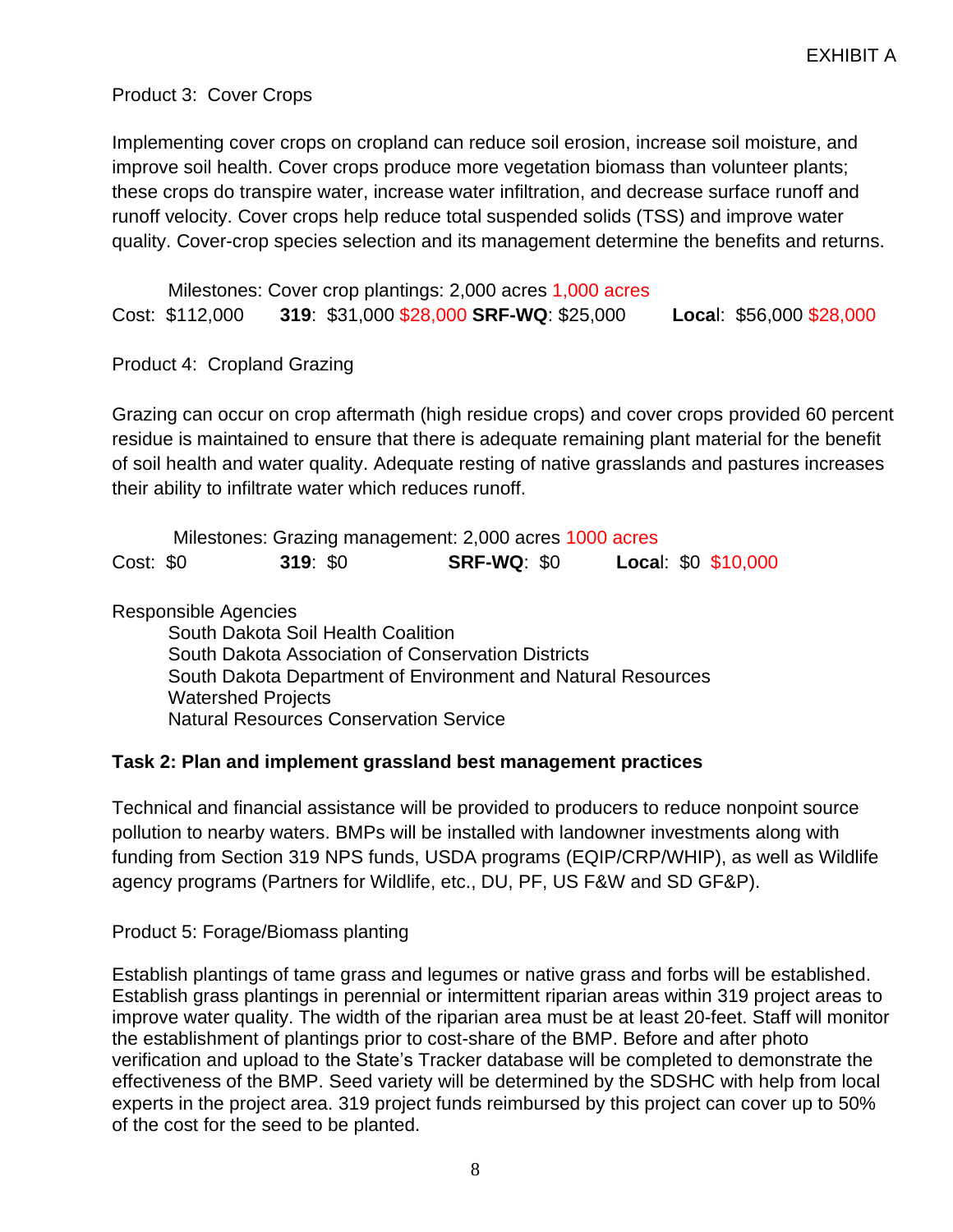EXHIBIT A

Product 3: Cover Crops

Implementing cover crops on cropland can reduce soil erosion, increase soil moisture, and improve soil health. Cover crops produce more vegetation biomass than volunteer plants; these crops do transpire water, increase water infiltration, and decrease surface runoff and runoff velocity. Cover crops help reduce total suspended solids (TSS) and improve water quality. Cover-crop species selection and its management determine the benefits and returns.

Milestones: Cover crop plantings: 2,000 acres 1,000 acres

Cost: $112,000 **319**: $31,000 $28,000 **SRF-WQ**: $25,000 **Local**: $56,000 $28,000

Product 4: Cropland Grazing

Grazing can occur on crop aftermath (high residue crops) and cover crops provided 60 percent residue is maintained to ensure that there is adequate remaining plant material for the benefit of soil health and water quality. Adequate resting of native grasslands and pastures increases their ability to infiltrate water which reduces runoff.

Milestones: Grazing management: 2,000 acres 1000 acres

Cost: $0 **319**: $0 **SRF-WQ**: $0 **Local**: $0 $10,000

Responsible Agencies

- South Dakota Soil Health Coalition
- South Dakota Association of Conservation Districts
- South Dakota Department of Environment and Natural Resources
- Watershed Projects
- Natural Resources Conservation Service

**Task 2: Plan and implement grassland best management practices**

Technical and financial assistance will be provided to producers to reduce nonpoint source pollution to nearby waters. BMPs will be installed with landowner investments along with funding from Section 319 NPS funds, USDA programs (EQIP/CRP/WHIP), as well as Wildlife agency programs (Partners for Wildlife, etc., DU, PF, US F&W and SD GF&P).

Product 5: Forage/Biomass planting

Establish plantings of tame grass and legumes or native grass and forbs will be established. Establish grass plantings in perennial or intermittent riparian areas within 319 project areas to improve water quality. The width of the riparian area must be at least 20-feet. Staff will monitor the establishment of plantings prior to cost-share of the BMP. Before and after photo verification and upload to the State's Tracker database will be completed to demonstrate the effectiveness of the BMP. Seed variety will be determined by the SDSHC with help from local experts in the project area. 319 project funds reimbursed by this project can cover up to 50% of the cost for the seed to be planted.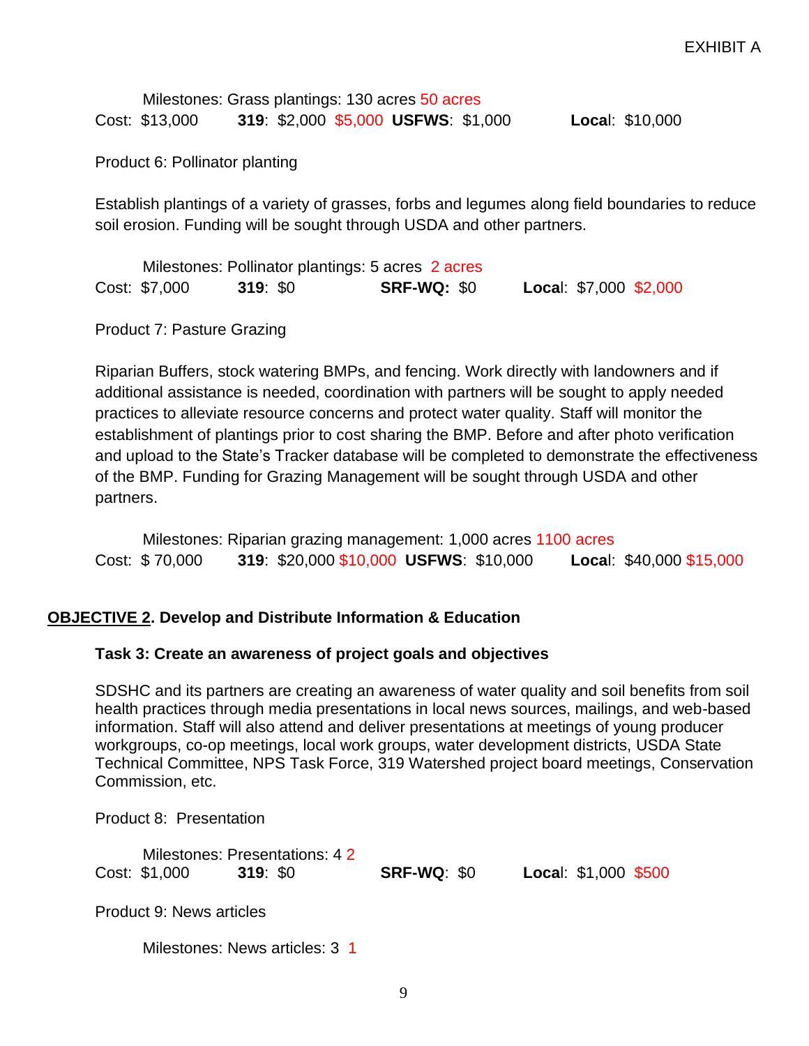EXHIBIT A

Milestones: Grass plantings: 130 acres 50 acres
Cost: $13,000 **319**: $2,000 $5,000 **USFWS**: $1,000 **Local**: $10,000

Product 6: Pollinator planting

Establish plantings of a variety of grasses, forbs and legumes along field boundaries to reduce soil erosion. Funding will be sought through USDA and other partners.

Milestones: Pollinator plantings: 5 acres 2 acres
Cost: $7,000 **319**: $0 **SRF-WQ:** $0 **Local**: $7,000 $2,000

Product 7: Pasture Grazing

Riparian Buffers, stock watering BMPs, and fencing. Work directly with landowners and if additional assistance is needed, coordination with partners will be sought to apply needed practices to alleviate resource concerns and protect water quality. Staff will monitor the establishment of plantings prior to cost sharing the BMP. Before and after photo verification and upload to the State's Tracker database will be completed to demonstrate the effectiveness of the BMP. Funding for Grazing Management will be sought through USDA and other partners.

Milestones: Riparian grazing management: 1,000 acres 1100 acres
Cost: $ 70,000 **319**: $20,000 $10,000 **USFWS**: $10,000 **Local**: $40,000 $15,000

**<u>OBJECTIVE 2</u>. Develop and Distribute Information & Education**

**Task 3: Create an awareness of project goals and objectives**

SDSHC and its partners are creating an awareness of water quality and soil benefits from soil health practices through media presentations in local news sources, mailings, and web-based information. Staff will also attend and deliver presentations at meetings of young producer workgroups, co-op meetings, local work groups, water development districts, USDA State Technical Committee, NPS Task Force, 319 Watershed project board meetings, Conservation Commission, etc.

Product 8: Presentation

Milestones: Presentations: 4 2
Cost: $1,000 **319**: $0 **SRF-WQ**: $0 **Local**: $1,000 $500

Product 9: News articles

Milestones: News articles: 3 1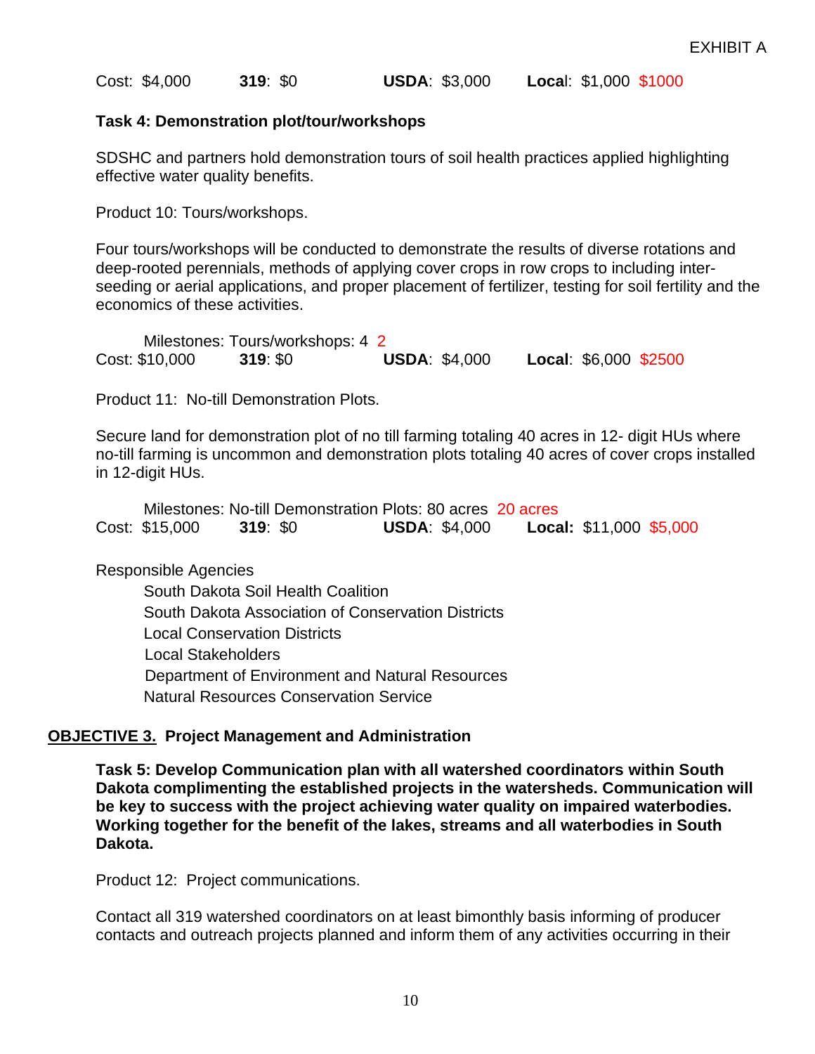EXHIBIT A

Cost: $4,000 **319**: $0 **USDA**: $3,000 **Loca**l: $1,000 $1000

**Task 4: Demonstration plot/tour/workshops**

SDSHC and partners hold demonstration tours of soil health practices applied highlighting effective water quality benefits.

Product 10: Tours/workshops.

Four tours/workshops will be conducted to demonstrate the results of diverse rotations and deep-rooted perennials, methods of applying cover crops in row crops to including inter-seeding or aerial applications, and proper placement of fertilizer, testing for soil fertility and the economics of these activities.

Milestones: Tours/workshops: 4 2
Cost: $10,000 **319**: $0 **USDA**: $4,000 **Local**: $6,000 $2500

Product 11: No-till Demonstration Plots.

Secure land for demonstration plot of no till farming totaling 40 acres in 12- digit HUs where no-till farming is uncommon and demonstration plots totaling 40 acres of cover crops installed in 12-digit HUs.

Milestones: No-till Demonstration Plots: 80 acres 20 acres
Cost: $15,000 **319**: $0 **USDA**: $4,000 **Local:** $11,000 $5,000

Responsible Agencies

- South Dakota Soil Health Coalition
- South Dakota Association of Conservation Districts
- Local Conservation Districts
- Local Stakeholders
- Department of Environment and Natural Resources
- Natural Resources Conservation Service

## OBJECTIVE 3. Project Management and Administration

**Task 5: Develop Communication plan with all watershed coordinators within South Dakota complimenting the established projects in the watersheds. Communication will be key to success with the project achieving water quality on impaired waterbodies. Working together for the benefit of the lakes, streams and all waterbodies in South Dakota.**

Product 12: Project communications.

Contact all 319 watershed coordinators on at least bimonthly basis informing of producer contacts and outreach projects planned and inform them of any activities occurring in their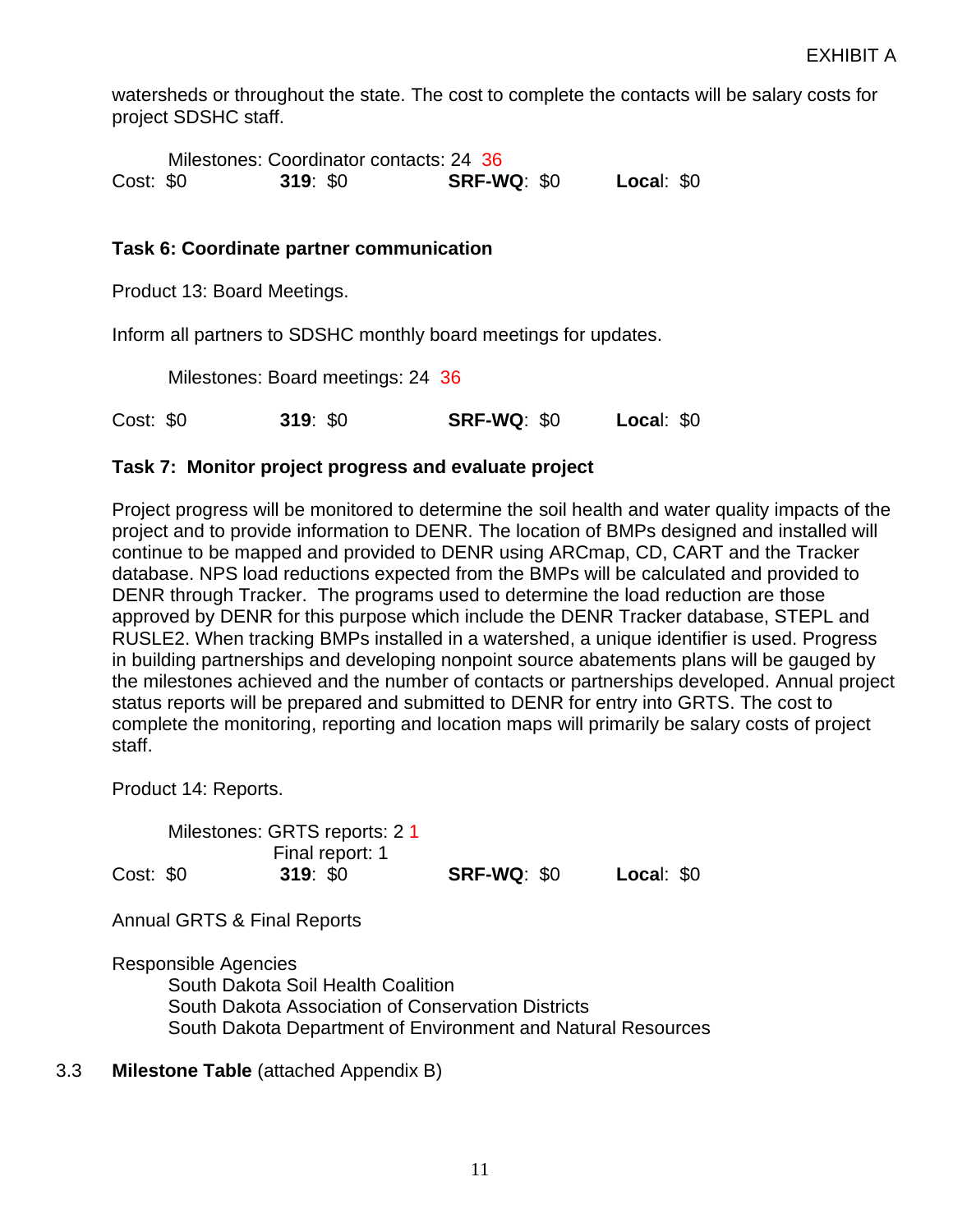EXHIBIT A

watersheds or throughout the state. The cost to complete the contacts will be salary costs for project SDSHC staff.

Milestones: Coordinator contacts: 24 36

Cost: $0 **319**: $0 **SRF-WQ**: $0 **Loca**l: $0

**Task 6: Coordinate partner communication**

Product 13: Board Meetings.

Inform all partners to SDSHC monthly board meetings for updates.

Milestones: Board meetings: 24 36

Cost: $0 **319**: $0 **SRF-WQ**: $0 **Loca**l: $0

**Task 7: Monitor project progress and evaluate project**

Project progress will be monitored to determine the soil health and water quality impacts of the project and to provide information to DENR. The location of BMPs designed and installed will continue to be mapped and provided to DENR using ARCmap, CD, CART and the Tracker database. NPS load reductions expected from the BMPs will be calculated and provided to DENR through Tracker. The programs used to determine the load reduction are those approved by DENR for this purpose which include the DENR Tracker database, STEPL and RUSLE2. When tracking BMPs installed in a watershed, a unique identifier is used. Progress in building partnerships and developing nonpoint source abatements plans will be gauged by the milestones achieved and the number of contacts or partnerships developed. Annual project status reports will be prepared and submitted to DENR for entry into GRTS. The cost to complete the monitoring, reporting and location maps will primarily be salary costs of project staff.

Product 14: Reports.

Milestones: GRTS reports: 2 1
Final report: 1

Cost: $0 **319**: $0 **SRF-WQ**: $0 **Loca**l: $0

Annual GRTS & Final Reports

Responsible Agencies
- South Dakota Soil Health Coalition
- South Dakota Association of Conservation Districts
- South Dakota Department of Environment and Natural Resources

3.3 **Milestone Table** (attached Appendix B)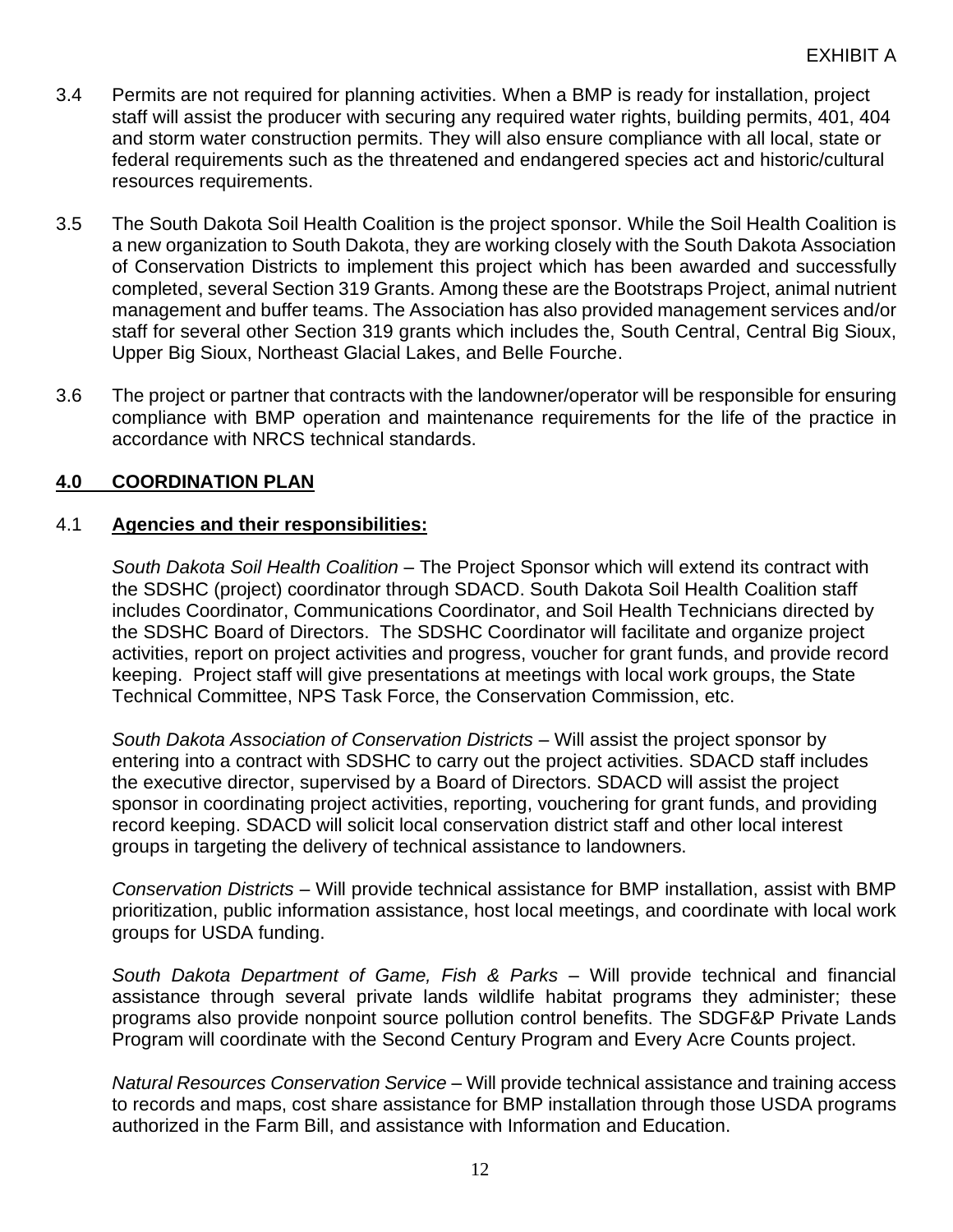3.4 Permits are not required for planning activities. When a BMP is ready for installation, project staff will assist the producer with securing any required water rights, building permits, 401, 404 and storm water construction permits. They will also ensure compliance with all local, state or federal requirements such as the threatened and endangered species act and historic/cultural resources requirements.

3.5 The South Dakota Soil Health Coalition is the project sponsor. While the Soil Health Coalition is a new organization to South Dakota, they are working closely with the South Dakota Association of Conservation Districts to implement this project which has been awarded and successfully completed, several Section 319 Grants. Among these are the Bootstraps Project, animal nutrient management and buffer teams. The Association has also provided management services and/or staff for several other Section 319 grants which includes the, South Central, Central Big Sioux, Upper Big Sioux, Northeast Glacial Lakes, and Belle Fourche.

3.6 The project or partner that contracts with the landowner/operator will be responsible for ensuring compliance with BMP operation and maintenance requirements for the life of the practice in accordance with NRCS technical standards.

## 4.0 COORDINATION PLAN

### 4.1 Agencies and their responsibilities:

*South Dakota Soil Health Coalition* – The Project Sponsor which will extend its contract with the SDSHC (project) coordinator through SDACD. South Dakota Soil Health Coalition staff includes Coordinator, Communications Coordinator, and Soil Health Technicians directed by the SDSHC Board of Directors. The SDSHC Coordinator will facilitate and organize project activities, report on project activities and progress, voucher for grant funds, and provide record keeping. Project staff will give presentations at meetings with local work groups, the State Technical Committee, NPS Task Force, the Conservation Commission, etc.

*South Dakota Association of Conservation Districts* – Will assist the project sponsor by entering into a contract with SDSHC to carry out the project activities. SDACD staff includes the executive director, supervised by a Board of Directors. SDACD will assist the project sponsor in coordinating project activities, reporting, vouchering for grant funds, and providing record keeping. SDACD will solicit local conservation district staff and other local interest groups in targeting the delivery of technical assistance to landowners.

*Conservation Districts* – Will provide technical assistance for BMP installation, assist with BMP prioritization, public information assistance, host local meetings, and coordinate with local work groups for USDA funding.

*South Dakota Department of Game, Fish & Parks* – Will provide technical and financial assistance through several private lands wildlife habitat programs they administer; these programs also provide nonpoint source pollution control benefits. The SDGF&P Private Lands Program will coordinate with the Second Century Program and Every Acre Counts project.

*Natural Resources Conservation Service* – Will provide technical assistance and training access to records and maps, cost share assistance for BMP installation through those USDA programs authorized in the Farm Bill, and assistance with Information and Education.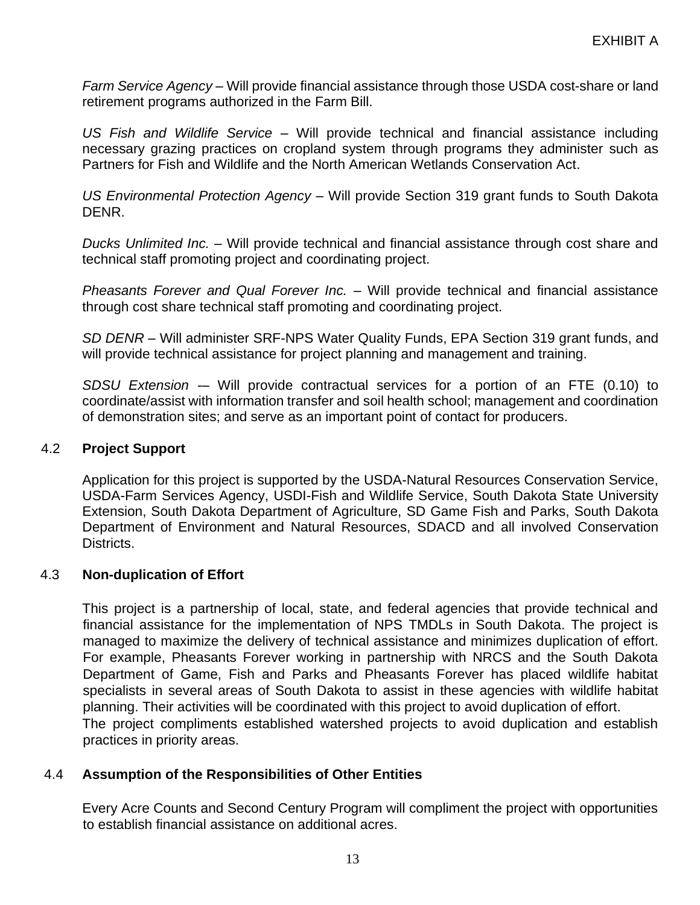EXHIBIT A

*Farm Service Agency* – Will provide financial assistance through those USDA cost-share or land retirement programs authorized in the Farm Bill.

*US Fish and Wildlife Service* – Will provide technical and financial assistance including necessary grazing practices on cropland system through programs they administer such as Partners for Fish and Wildlife and the North American Wetlands Conservation Act.

*US Environmental Protection Agency* – Will provide Section 319 grant funds to South Dakota DENR.

*Ducks Unlimited Inc.* – Will provide technical and financial assistance through cost share and technical staff promoting project and coordinating project.

*Pheasants Forever and Qual Forever Inc.* – Will provide technical and financial assistance through cost share technical staff promoting and coordinating project.

*SD DENR* – Will administer SRF-NPS Water Quality Funds, EPA Section 319 grant funds, and will provide technical assistance for project planning and management and training.

*SDSU Extension* –– Will provide contractual services for a portion of an FTE (0.10) to coordinate/assist with information transfer and soil health school; management and coordination of demonstration sites; and serve as an important point of contact for producers.

## 4.2 Project Support

Application for this project is supported by the USDA-Natural Resources Conservation Service, USDA-Farm Services Agency, USDI-Fish and Wildlife Service, South Dakota State University Extension, South Dakota Department of Agriculture, SD Game Fish and Parks, South Dakota Department of Environment and Natural Resources, SDACD and all involved Conservation Districts.

## 4.3 Non-duplication of Effort

This project is a partnership of local, state, and federal agencies that provide technical and financial assistance for the implementation of NPS TMDLs in South Dakota. The project is managed to maximize the delivery of technical assistance and minimizes duplication of effort. For example, Pheasants Forever working in partnership with NRCS and the South Dakota Department of Game, Fish and Parks and Pheasants Forever has placed wildlife habitat specialists in several areas of South Dakota to assist in these agencies with wildlife habitat planning. Their activities will be coordinated with this project to avoid duplication of effort.
The project compliments established watershed projects to avoid duplication and establish practices in priority areas.

## 4.4 Assumption of the Responsibilities of Other Entities

Every Acre Counts and Second Century Program will compliment the project with opportunities to establish financial assistance on additional acres.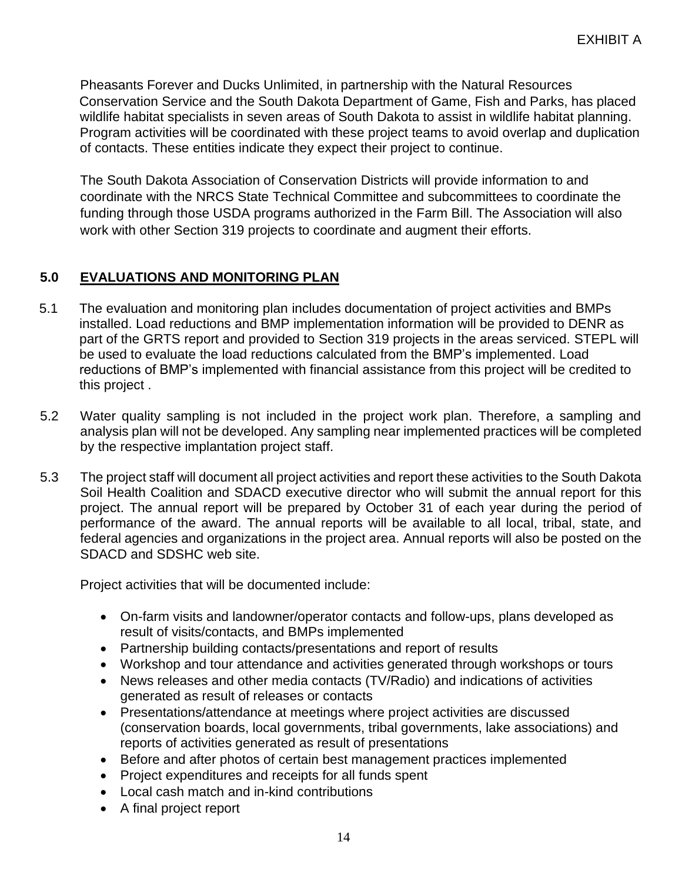Pheasants Forever and Ducks Unlimited, in partnership with the Natural Resources Conservation Service and the South Dakota Department of Game, Fish and Parks, has placed wildlife habitat specialists in seven areas of South Dakota to assist in wildlife habitat planning. Program activities will be coordinated with these project teams to avoid overlap and duplication of contacts. These entities indicate they expect their project to continue.

The South Dakota Association of Conservation Districts will provide information to and coordinate with the NRCS State Technical Committee and subcommittees to coordinate the funding through those USDA programs authorized in the Farm Bill. The Association will also work with other Section 319 projects to coordinate and augment their efforts.

## 5.0 EVALUATIONS AND MONITORING PLAN

5.1 The evaluation and monitoring plan includes documentation of project activities and BMPs installed. Load reductions and BMP implementation information will be provided to DENR as part of the GRTS report and provided to Section 319 projects in the areas serviced. STEPL will be used to evaluate the load reductions calculated from the BMP's implemented. Load reductions of BMP's implemented with financial assistance from this project will be credited to this project .

5.2 Water quality sampling is not included in the project work plan. Therefore, a sampling and analysis plan will not be developed. Any sampling near implemented practices will be completed by the respective implantation project staff.

5.3 The project staff will document all project activities and report these activities to the South Dakota Soil Health Coalition and SDACD executive director who will submit the annual report for this project. The annual report will be prepared by October 31 of each year during the period of performance of the award. The annual reports will be available to all local, tribal, state, and federal agencies and organizations in the project area. Annual reports will also be posted on the SDACD and SDSHC web site.

Project activities that will be documented include:

- On-farm visits and landowner/operator contacts and follow-ups, plans developed as result of visits/contacts, and BMPs implemented
- Partnership building contacts/presentations and report of results
- Workshop and tour attendance and activities generated through workshops or tours
- News releases and other media contacts (TV/Radio) and indications of activities generated as result of releases or contacts
- Presentations/attendance at meetings where project activities are discussed (conservation boards, local governments, tribal governments, lake associations) and reports of activities generated as result of presentations
- Before and after photos of certain best management practices implemented
- Project expenditures and receipts for all funds spent
- Local cash match and in-kind contributions
- A final project report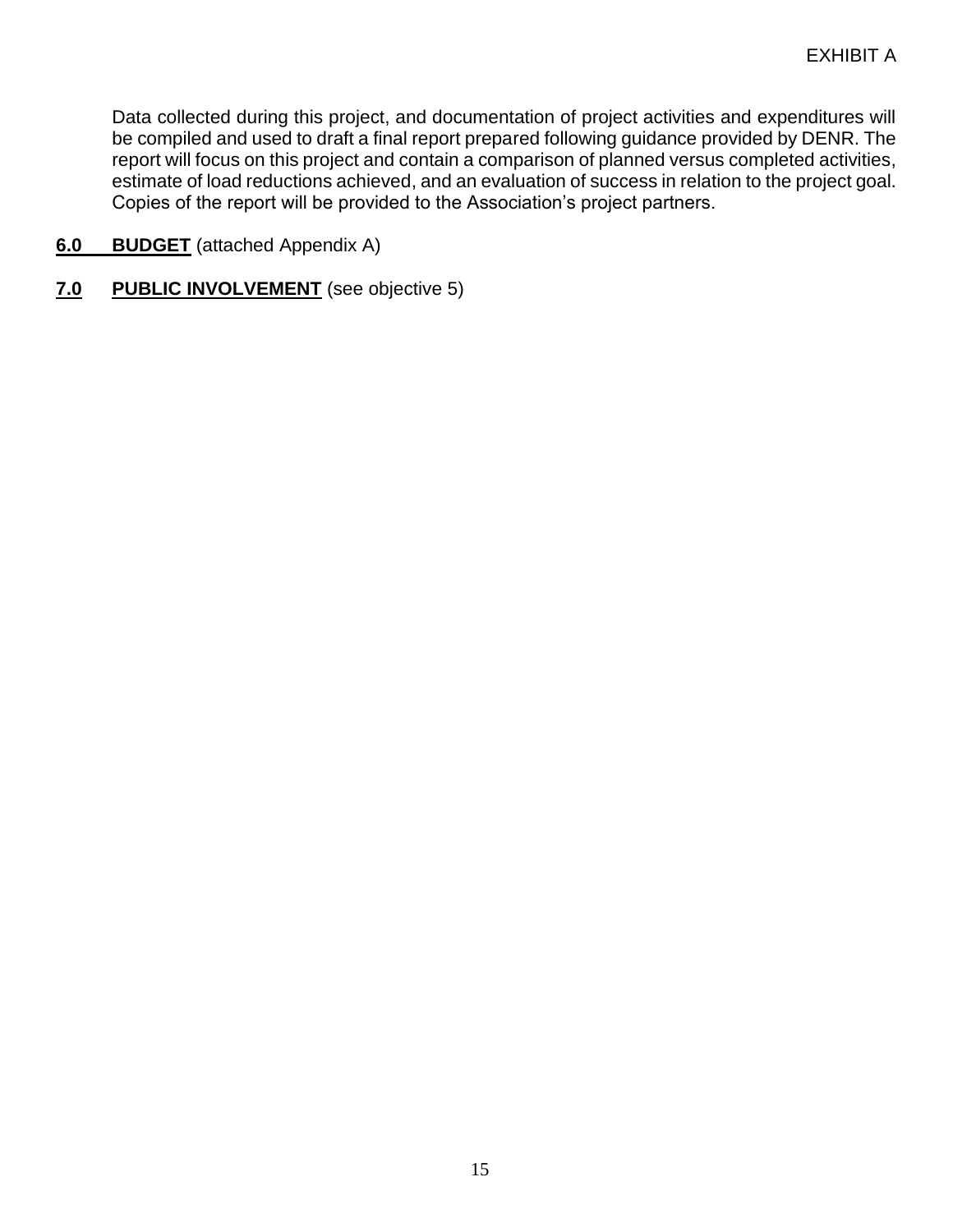Data collected during this project, and documentation of project activities and expenditures will be compiled and used to draft a final report prepared following guidance provided by DENR. The report will focus on this project and contain a comparison of planned versus completed activities, estimate of load reductions achieved, and an evaluation of success in relation to the project goal. Copies of the report will be provided to the Association's project partners.

## 6.0 BUDGET (attached Appendix A)

## 7.0 PUBLIC INVOLVEMENT (see objective 5)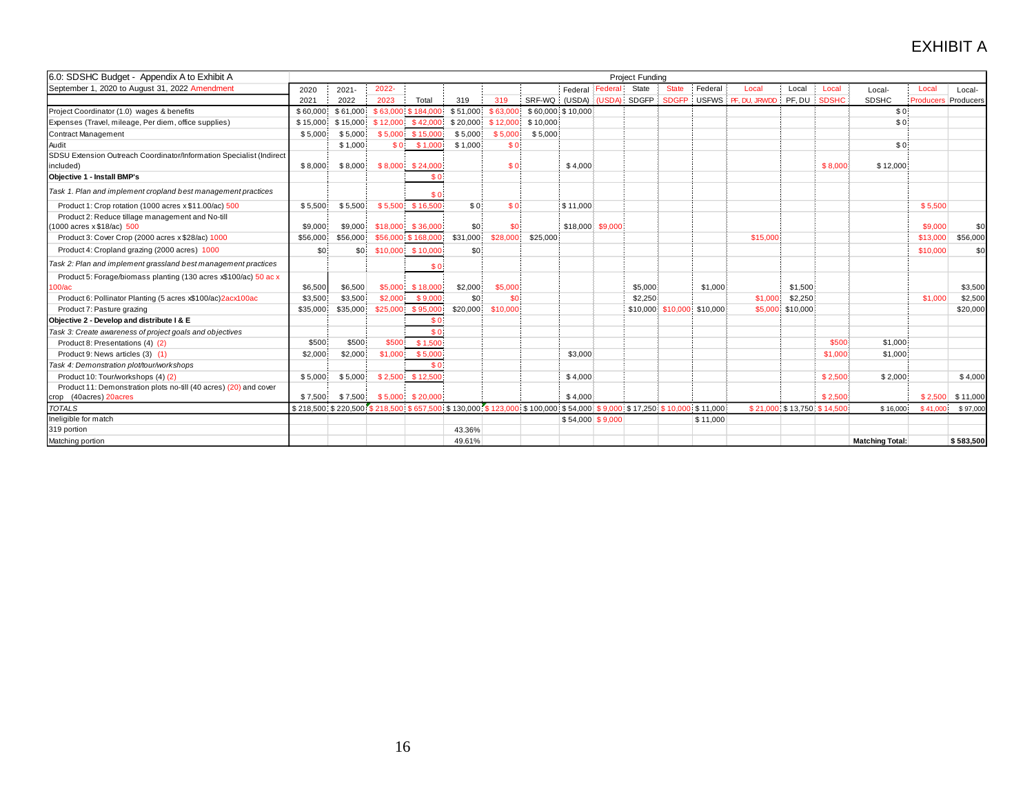# EXHIBIT A

| 6.0: SDSHC Budget - Appendix A to Exhibit A | Project Funding | | | | | | | | | | | | | | | | | |
|---|---|---|---|---|---|---|---|---|---|---|---|---|---|---|---|---|---|---|
| September 1, 2020 to August 31, 2022 Amendment | 2020 | 2021- | 2022- | | | | | Federal | Federal | State | State | Federal | Local | Local | Local | Local- | Local | Local- |
| | 2021 | 2022 | 2023 | Total | 319 | 319 | SRF-WQ | (USDA) | (USDA) | SDGFP | SDGFP | USFWS | PF, DU, JRWDD | PF, DU | SDSHC | SDSHC | Producers | Producers |
| Project Coordinator (1.0) wages & benefits | $ 60,000 | $ 61,000 | $ 63,000 | $ 184,000 | $ 51,000 | $ 63,000 | $ 60,000 | $ 10,000 | | | | | | | | $ 0 | | |
| Expenses (Travel, mileage, Per diem, office supplies) | $ 15,000 | $ 15,000 | $ 12,000 | $ 42,000 | $ 20,000 | $ 12,000 | $ 10,000 | | | | | | | | | $ 0 | | |
| Contract Management | $ 5,000 | $ 5,000 | $ 5,000 | $ 15,000 | $ 5,000 | $ 5,000 | $ 5,000 | | | | | | | | | | | |
| Audit | | $ 1,000 | $ 0 | $ 1,000 | $ 1,000 | $ 0 | | | | | | | | | | $ 0 | | |
| SDSU Extension Outreach Coordinator/Information Specialist (Indirect included) | $ 8,000 | $ 8,000 | $ 8,000 | $ 24,000 | | $ 0 | | $ 4,000 | | | | | | | $ 8,000 | $ 12,000 | | |
| **Objective 1 - Install BMP's** | | | | $ 0 | | | | | | | | | | | | | | |
| *Task 1. Plan and implement cropland best management practices* | | | | $ 0 | | | | | | | | | | | | | | |
| Product 1: Crop rotation (1000 acres x $11.00/ac) 500 | $ 5,500 | $ 5,500 | $ 5,500 | $ 16,500 | $ 0 | $ 0 | | $ 11,000 | | | | | | | | | $ 5,500 | |
| Product 2: Reduce tillage management and No-till (1000 acres x $18/ac) 500 | $9,000 | $9,000 | $18,000 | $ 36,000 | $0 | $0 | | $18,000 | $9,000 | | | | | | | | $9,000 | $0 |
| Product 3: Cover Crop (2000 acres x $28/ac) 1000 | $56,000 | $56,000 | $56,000 | $ 168,000 | $31,000 | $28,000 | $25,000 | | | | | | $15,000 | | | | $13,000 | $56,000 |
| Product 4: Cropland grazing (2000 acres) 1000 | $0 | $0 | $10,000 | $ 10,000 | $0 | | | | | | | | | | | | $10,000 | $0 |
| *Task 2: Plan and implement grassland best management practices* | | | | $ 0 | | | | | | | | | | | | | | |
| Product 5: Forage/biomass planting (130 acres x$100/ac) 50 ac x 100/ac | $6,500 | $6,500 | $5,000 | $ 18,000 | $2,000 | $5,000 | | | | $5,000 | | $1,000 | | $1,500 | | | | $3,500 |
| Product 6: Pollinator Planting (5 acres x$100/ac)2acx100ac | $3,500 | $3,500 | $2,000 | $ 9,000 | $0 | $0 | | | | $2,250 | | | $1,000 | $2,250 | | | $1,000 | $2,500 |
| Product 7: Pasture grazing | $35,000 | $35,000 | $25,000 | $ 95,000 | $20,000 | $10,000 | | | | $10,000 | $10,000 | $10,000 | $5,000 | $10,000 | | | | $20,000 |
| **Objective 2 - Develop and distribute I & E** | | | | $ 0 | | | | | | | | | | | | | | |
| *Task 3: Create awareness of project goals and objectives* | | | | $ 0 | | | | | | | | | | | | | | |
| Product 8: Presentations (4) (2) | $500 | $500 | $500 | $ 1,500 | | | | | | | | | | | $500 | $1,000 | | |
| Product 9: News articles (3) (1) | $2,000 | $2,000 | $1,000 | $ 5,000 | | | | $3,000 | | | | | | | $1,000 | $1,000 | | |
| *Task 4: Demonstration plot/tour/workshops* | | | | $ 0 | | | | | | | | | | | | | | |
| Product 10: Tour/workshops (4) (2) | $ 5,000 | $ 5,000 | $ 2,500 | $ 12,500 | | | | $ 4,000 | | | | | | | $ 2,500 | $ 2,000 | | $ 4,000 |
| Product 11: Demonstration plots no-till (40 acres) (20) and cover crop (40acres) 20acres | $ 7,500 | $ 7,500 | $ 5,000 | $ 20,000 | | | | $ 4,000 | | | | | | | $ 2,500 | | $ 2,500 | $ 11,000 |
| *TOTALS* | $ 218,500 | $ 220,500 | $ 218,500 | $ 657,500 | $ 130,000 | $ 123,000 | $ 100,000 | $ 54,000 | $ 9,000 | $ 17,250 | $ 10,000 | $ 11,000 | $ 21,000 | $ 13,750 | $ 14,500 | $ 16,000 | $ 41,000 | $ 97,000 |
| Ineligible for match | | | | | | | | $ 54,000 | $ 9,000 | | | $ 11,000 | | | | | | |
| 319 portion | | | | | 43.36% | | | | | | | | | | | | | |
| Matching portion | | | | | 49.61% | | | | | | | | | | | **Matching Total:** | | **$ 583,500** |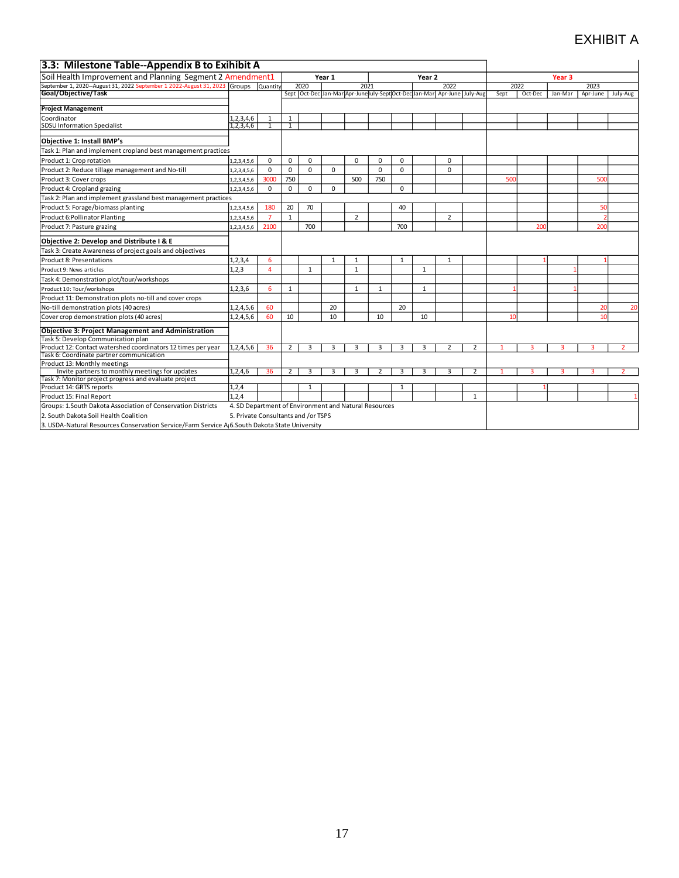EXHIBIT A

| 3.3: Milestone Table--Appendix B to Exhibit A | | | | | | | | | | | | | | | | | | |
|---|---|---|---|---|---|---|---|---|---|---|---|---|---|---|---|---|---|---|
| Soil Health Improvement and Planning Segment 2 Amendment1 | | | Year 1 | | | | Year 2 | | | | | | Year 3 | | | | | |
| September 1, 2020--August 31, 2022 September 1 2022-August 31, 2023 | Groups | Quantity | 2020 | | 2021 | | | | 2022 | | | | 2022 | | 2023 | | | |
| **Goal/Objective/Task** | | | Sept | Oct-Dec | Jan-Mar | Apr-June | July-Sept | Oct-Dec | Jan-Mar | Apr-June | July-Aug | | Sept | Oct-Dec | Jan-Mar | Apr-June | July-Aug | |
| **Project Management** | | | | | | | | | | | | | | | | | | |
| Coordinator | 1,2,3,4,6 | 1 | 1 | | | | | | | | | | | | | | | |
| SDSU Information Specialist | 1,2,3,4,6 | 1 | 1 | | | | | | | | | | | | | | | |
| **Objective 1: Install BMP's** | | | | | | | | | | | | | | | | | | |
| Task 1: Plan and implement cropland best management practices | | | | | | | | | | | | | | | | | | |
| Product 1: Crop rotation | 1,2,3,4,5,6 | 0 | 0 | 0 | | 0 | 0 | 0 | | 0 | | | | | | | | |
| Product 2: Reduce tillage management and No-till | 1,2,3,4,5,6 | 0 | 0 | 0 | 0 | | 0 | 0 | | 0 | | | | | | | | |
| Product 3: Cover crops | 1,2,3,4,5,6 | 3000 | 750 | | | 500 | 750 | | | | | | 500 | | | 500 | | |
| Product 4: Cropland grazing | 1,2,3,4,5,6 | 0 | 0 | 0 | 0 | | | 0 | | | | | | | | | | |
| Task 2: Plan and implement grassland best management practices | | | | | | | | | | | | | | | | | | |
| Product 5: Forage/biomass planting | 1,2,3,4,5,6 | 180 | 20 | 70 | | | | 40 | | | | | | | | 50 | | |
| Product 6:Pollinator Planting | 1,2,3,4,5,6 | 7 | 1 | | | 2 | | | | 2 | | | | | | 2 | | |
| Product 7: Pasture grazing | 1,2,3,4,5,6 | 2100 | | 700 | | | | 700 | | | | | | 200 | | 200 | | |
| **Objective 2: Develop and Distribute I & E** | | | | | | | | | | | | | | | | | | |
| Task 3: Create Awareness of project goals and objectives | | | | | | | | | | | | | | | | | | |
| Product 8: Presentations | 1,2,3,4 | 6 | | | 1 | 1 | | 1 | | 1 | | | | 1 | | 1 | | |
| Product 9: News articles | 1,2,3 | 4 | | 1 | | 1 | | | 1 | | | | | | 1 | | | |
| Task 4: Demonstration plot/tour/workshops | | | | | | | | | | | | | | | | | | |
| Product 10: Tour/workshops | 1,2,3,6 | 6 | 1 | | | 1 | 1 | | 1 | | | | 1 | | 1 | | | |
| Product 11: Demonstration plots no-till and cover crops | | | | | | | | | | | | | | | | | | |
| No-till demonstration plots (40 acres) | 1,2,4,5,6 | 60 | | | 20 | | | 20 | | | | | | | | 20 | 20 | |
| Cover crop demonstration plots (40 acres) | 1,2,4,5,6 | 60 | 10 | | 10 | | 10 | | 10 | | | | 10 | | | 10 | | |
| **Objective 3: Project Management and Administration** | | | | | | | | | | | | | | | | | | |
| Task 5: Develop Communication plan | | | | | | | | | | | | | | | | | | |
| Product 12: Contact watershed coordinators 12 times per year | 1,2,4,5,6 | 36 | 2 | 3 | 3 | 3 | 3 | 3 | 3 | 2 | 2 | | 1 | 3 | 3 | 3 | 2 | |
| Task 6: Coordinate partner communication | | | | | | | | | | | | | | | | | | |
| Product 13: Monthly meetings | | | | | | | | | | | | | | | | | | |
| Invite partners to monthly meetings for updates | 1,2,4,6 | 36 | 2 | 3 | 3 | 3 | 2 | 3 | 3 | 3 | 2 | | 1 | 3 | 3 | 3 | 2 | |
| Task 7: Monitor project progress and evaluate project | | | | | | | | | | | | | | | | | | |
| Product 14: GRTS reports | 1,2,4 | | | 1 | | | | 1 | | | | | | 1 | | | | |
| Product 15: Final Report | 1,2,4 | | | | | | | | | | 1 | | | | | | 1 | |

Groups: 1.South Dakota Association of Conservation Districts
2. South Dakota Soil Health Coalition
3. USDA-Natural Resources Conservation Service/Farm Service A
4. SD Department of Environment and Natural Resources
5. Private Consultants and /or TSPS
6.South Dakota State University